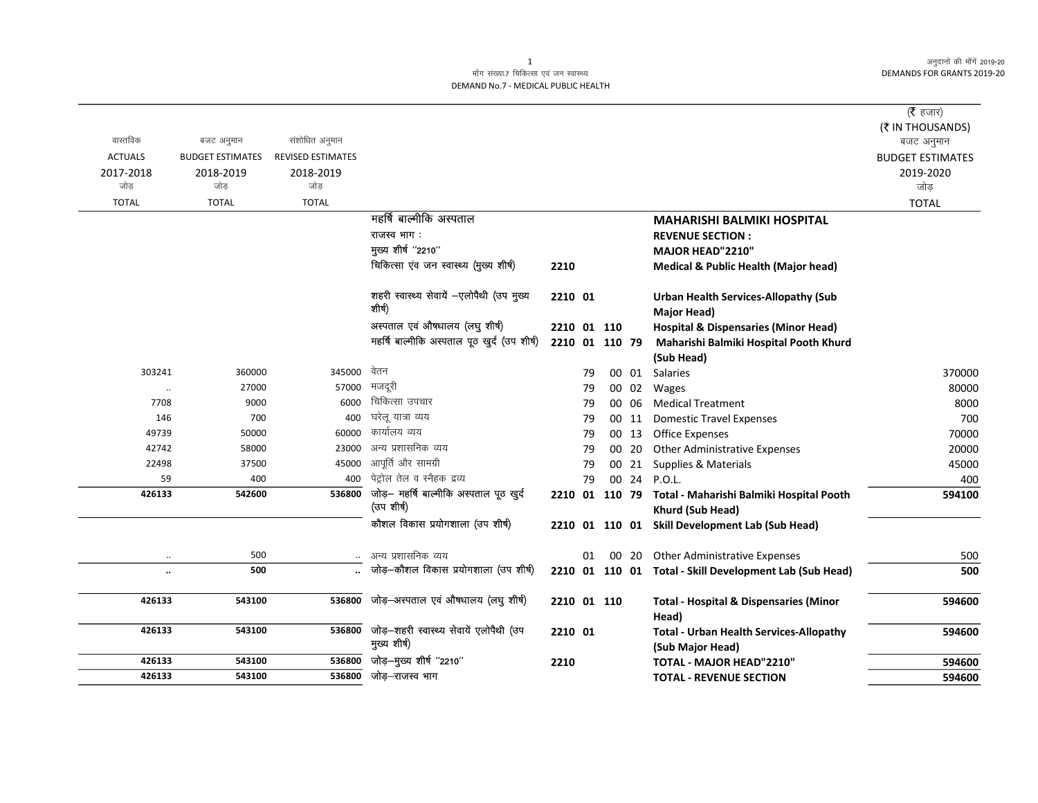माँग संख्या.7 चिकित्सा एवं जन स्वास्थ्य

DEMAND No.7 - MEDICAL PUBLIC HEALTH

अनुदानों की माँगें 2019-20

DEMANDS FOR GRANTS 2019-20

| वास्तविक ACTUALS 2017-2018 जोड़ TOTAL | बजट अनुमान BUDGET ESTIMATES 2018-2019 जोड़ TOTAL | संशोधित अनुमान REVISED ESTIMATES 2018-2019 जोड़ TOTAL | | | | (₹ हजार) (₹ IN THOUSANDS) बजट अनुमान BUDGET ESTIMATES 2019-2020 जोड़ TOTAL |
|---|---|---|---|---|---|---|
| | | | महर्षि बाल्मीकि अस्पताल | | **MAHARISHI BALMIKI HOSPITAL** | |
| | | | राजस्व भाग : | | **REVENUE SECTION :** | |
| | | | मुख्य शीर्ष ''2210'' | | **MAJOR HEAD"2210"** | |
| | | | चिकित्सा एंव जन स्वास्थ्य (मुख्य शीर्ष) | 2210 | **Medical & Public Health (Major head)** | |
| | | | शहरी स्वास्थ्य सेवायें –एलोपैथी (उप मुख्य शीर्ष) | 2210 01 | **Urban Health Services-Allopathy (Sub Major Head)** | |
| | | | अस्पताल एवं औषधालय (लघु शीर्ष) | 2210 01 110 | **Hospital & Dispensaries (Minor Head)** | |
| | | | महर्षि बाल्मीकि अस्पताल पूठ खुर्द (उप शीर्ष) | 2210 01 110 79 | **Maharishi Balmiki Hospital Pooth Khurd (Sub Head)** | |
| 303241 | 360000 | 345000 | वेतन | 79 00 01 | Salaries | 370000 |
| .. | 27000 | 57000 | मजदूरी | 79 00 02 | Wages | 80000 |
| 7708 | 9000 | 6000 | चिकित्सा उपचार | 79 00 06 | Medical Treatment | 8000 |
| 146 | 700 | 400 | घरेलू यात्रा व्यय | 79 00 11 | Domestic Travel Expenses | 700 |
| 49739 | 50000 | 60000 | कार्यालय व्यय | 79 00 13 | Office Expenses | 70000 |
| 42742 | 58000 | 23000 | अन्य प्रशासनिक व्यय | 79 00 20 | Other Administrative Expenses | 20000 |
| 22498 | 37500 | 45000 | आपूर्ति और सामग्री | 79 00 21 | Supplies & Materials | 45000 |
| 59 | 400 | 400 | पेट्रोल तेल व स्नैहक द्रव्य | 79 00 24 | P.O.L. | 400 |
| **426133** | **542600** | **536800** | जोड़– महर्षि बाल्मीकि अस्पताल पूठ खुर्द (उप शीर्ष) | 2210 01 110 79 | **Total - Maharishi Balmiki Hospital Pooth Khurd (Sub Head)** | **594100** |
| | | | कौशल विकास प्रयोगशाला (उप शीर्ष) | 2210 01 110 01 | **Skill Development Lab (Sub Head)** | |
| .. | 500 | .. | अन्य प्रशासनिक व्यय | 01 00 20 | Other Administrative Expenses | 500 |
| **..** | **500** | **..** | जोड़–कौशल विकास प्रयोगशाला (उप शीर्ष) | 2210 01 110 01 | **Total - Skill Development Lab (Sub Head)** | **500** |
| **426133** | **543100** | **536800** | जोड़–अस्पताल एवं औषधालय (लघु शीर्ष) | 2210 01 110 | **Total - Hospital & Dispensaries (Minor Head)** | **594600** |
| **426133** | **543100** | **536800** | जोड़–शहरी स्वास्थ्य सेवायें एलोपैथी (उप मुख्य शीर्ष) | 2210 01 | **Total - Urban Health Services-Allopathy (Sub Major Head)** | **594600** |
| **426133** | **543100** | **536800** | जोड़–मुख्य शीर्ष ''2210'' | 2210 | **TOTAL - MAJOR HEAD"2210"** | **594600** |
| **426133** | **543100** | **536800** | जोड़–राजस्व भाग | | **TOTAL - REVENUE SECTION** | **594600** |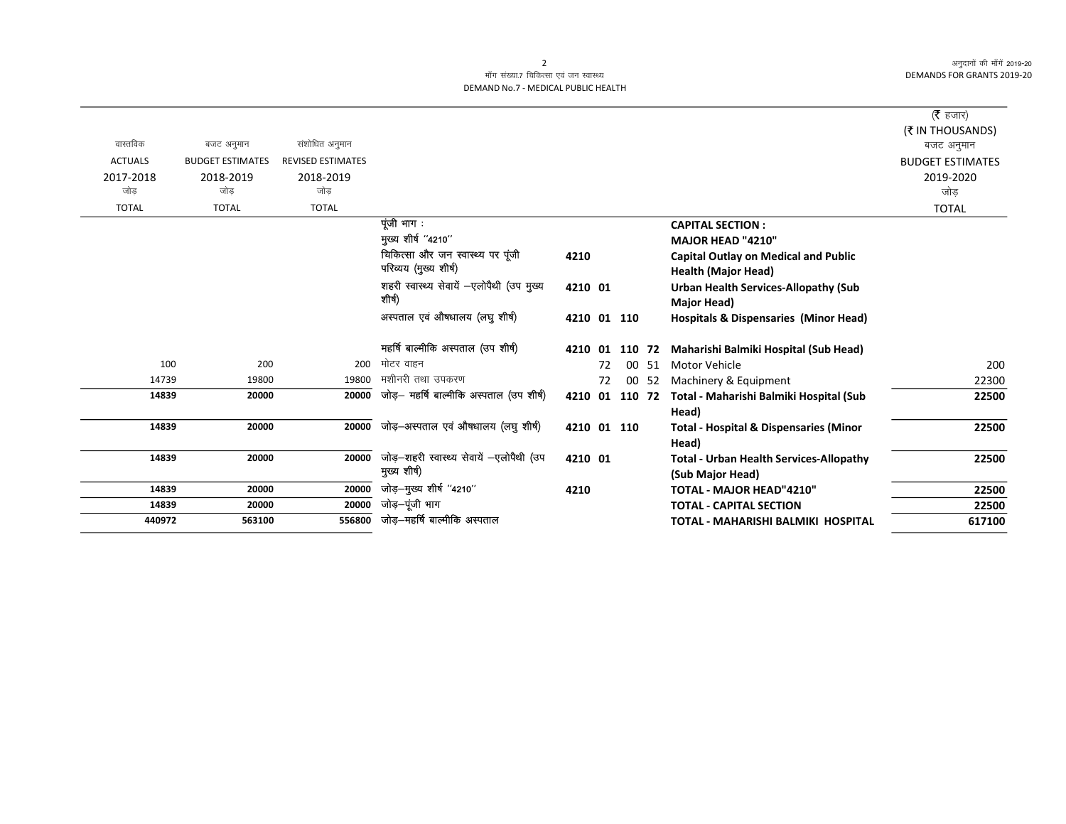मॉंग संख्या.7 चिकित्सा एवं जन स्वास्थ्य
DEMAND No.7 - MEDICAL PUBLIC HEALTH

अनुदानों की मॉंगें 2019-20
DEMANDS FOR GRANTS 2019-20

| वास्तविक ACTUALS 2017-2018 जोड़ TOTAL | बजट अनुमान BUDGET ESTIMATES 2018-2019 जोड़ TOTAL | संशोधित अनुमान REVISED ESTIMATES 2018-2019 जोड़ TOTAL | | | | (₹ हजार) (₹ IN THOUSANDS) बजट अनुमान BUDGET ESTIMATES 2019-2020 जोड़ TOTAL |
|---|---|---|---|---|---|---|
| | | | पूंजी भाग : | | **CAPITAL SECTION :** | |
| | | | मुख्य शीर्ष ''4210'' | | **MAJOR HEAD "4210"** | |
| | | | चिकित्सा और जन स्वास्थ्य पर पूंजी परिव्यय (मुख्य शीर्ष) | **4210** | **Capital Outlay on Medical and Public Health (Major Head)** | |
| | | | शहरी स्वास्थ्य सेवायें –एलोपैथी (उप मुख्य शीर्ष) | **4210 01** | **Urban Health Services-Allopathy (Sub Major Head)** | |
| | | | अस्पताल एवं औषधालय (लघु शीर्ष) | **4210 01 110** | **Hospitals & Dispensaries (Minor Head)** | |
| | | | महर्षि बाल्मीकि अस्पताल (उप शीर्ष) | **4210 01 110 72** | **Maharishi Balmiki Hospital (Sub Head)** | |
| 100 | 200 | 200 | मोटर वाहन | 72 00 51 | Motor Vehicle | 200 |
| 14739 | 19800 | 19800 | मशीनरी तथा उपकरण | 72 00 52 | Machinery & Equipment | 22300 |
| **14839** | **20000** | **20000** | जोड़– महर्षि बाल्मीकि अस्पताल (उप शीर्ष) | **4210 01 110 72** | **Total - Maharishi Balmiki Hospital (Sub Head)** | **22500** |
| **14839** | **20000** | **20000** | जोड़–अस्पताल एवं औषधालय (लघु शीर्ष) | **4210 01 110** | **Total - Hospital & Dispensaries (Minor Head)** | **22500** |
| **14839** | **20000** | **20000** | जोड़–शहरी स्वास्थ्य सेवायें –एलोपैथी (उप मुख्य शीर्ष) | **4210 01** | **Total - Urban Health Services-Allopathy (Sub Major Head)** | **22500** |
| **14839** | **20000** | **20000** | जोड़–मुख्य शीर्ष ''4210'' | **4210** | **TOTAL - MAJOR HEAD"4210"** | **22500** |
| **14839** | **20000** | **20000** | जोड़–पूंजी भाग | | **TOTAL - CAPITAL SECTION** | **22500** |
| **440972** | **563100** | **556800** | जोड़–महर्षि बाल्मीकि अस्पताल | | **TOTAL - MAHARISHI BALMIKI HOSPITAL** | **617100** |